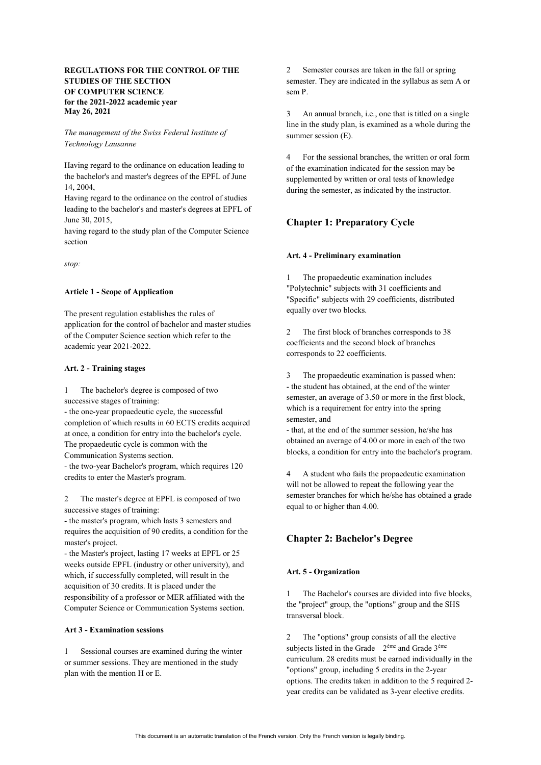**REGULATIONS FOR THE CONTROL OF THE STUDIES OF THE SECTION OF COMPUTER SCIENCE for the 2021-2022 academic year May 26, 2021**

*The management of the Swiss Federal Institute of Technology Lausanne*

Having regard to the ordinance on education leading to the bachelor's and master's degrees of the EPFL of June 14, 2004,
Having regard to the ordinance on the control of studies leading to the bachelor's and master's degrees at EPFL of June 30, 2015,
having regard to the study plan of the Computer Science section

*stop:*

#### Article 1 - Scope of Application

The present regulation establishes the rules of application for the control of bachelor and master studies of the Computer Science section which refer to the academic year 2021-2022.

#### Art. 2 - Training stages

1 The bachelor's degree is composed of two successive stages of training:
- the one-year propaedeutic cycle, the successful completion of which results in 60 ECTS credits acquired at once, a condition for entry into the bachelor's cycle. The propaedeutic cycle is common with the Communication Systems section.
- the two-year Bachelor's program, which requires 120 credits to enter the Master's program.

2 The master's degree at EPFL is composed of two successive stages of training:
- the master's program, which lasts 3 semesters and requires the acquisition of 90 credits, a condition for the master's project.
- the Master's project, lasting 17 weeks at EPFL or 25 weeks outside EPFL (industry or other university), and which, if successfully completed, will result in the acquisition of 30 credits. It is placed under the responsibility of a professor or MER affiliated with the Computer Science or Communication Systems section.

#### Art 3 - Examination sessions

1 Sessional courses are examined during the winter or summer sessions. They are mentioned in the study plan with the mention H or E.

2 Semester courses are taken in the fall or spring semester. They are indicated in the syllabus as sem A or sem P.

3 An annual branch, i.e., one that is titled on a single line in the study plan, is examined as a whole during the summer session (E).

4 For the sessional branches, the written or oral form of the examination indicated for the session may be supplemented by written or oral tests of knowledge during the semester, as indicated by the instructor.

## Chapter 1: Preparatory Cycle

#### Art. 4 - Preliminary examination

1 The propaedeutic examination includes "Polytechnic" subjects with 31 coefficients and "Specific" subjects with 29 coefficients, distributed equally over two blocks.

2 The first block of branches corresponds to 38 coefficients and the second block of branches corresponds to 22 coefficients.

3 The propaedeutic examination is passed when:
- the student has obtained, at the end of the winter semester, an average of 3.50 or more in the first block, which is a requirement for entry into the spring semester, and
- that, at the end of the summer session, he/she has obtained an average of 4.00 or more in each of the two blocks, a condition for entry into the bachelor's program.

4 A student who fails the propaedeutic examination will not be allowed to repeat the following year the semester branches for which he/she has obtained a grade equal to or higher than 4.00.

## Chapter 2: Bachelor's Degree

#### Art. 5 - Organization

1 The Bachelor's courses are divided into five blocks, the "project" group, the "options" group and the SHS transversal block.

2 The "options" group consists of all the elective subjects listed in the Grade 2ème and Grade 3ème curriculum. 28 credits must be earned individually in the "options" group, including 5 credits in the 2-year options. The credits taken in addition to the 5 required 2-year credits can be validated as 3-year elective credits.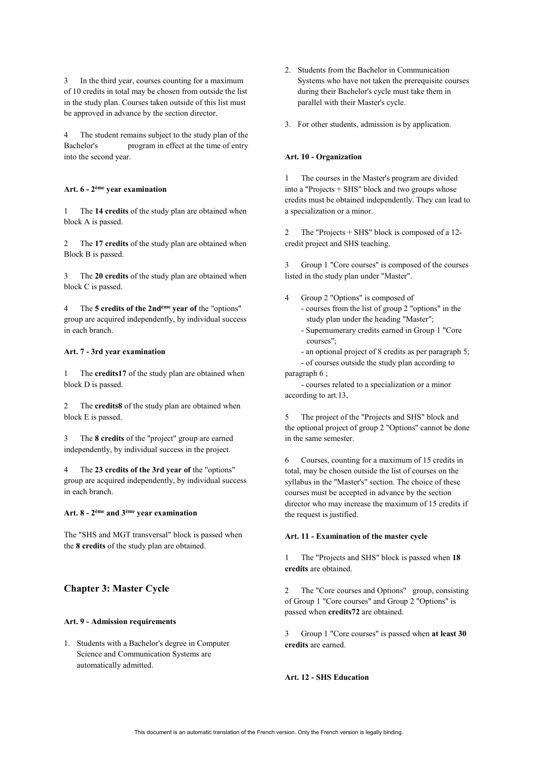3 In the third year, courses counting for a maximum of 10 credits in total may be chosen from outside the list in the study plan. Courses taken outside of this list must be approved in advance by the section director.

4 The student remains subject to the study plan of the Bachelor's program in effect at the time of entry into the second year.

#### Art. 6 - 2ème year examination

1 The **14 credits** of the study plan are obtained when block A is passed.

2 The **17 credits** of the study plan are obtained when Block B is passed.

3 The **20 credits** of the study plan are obtained when block C is passed.

4 The **5 credits of the 2ndème year of** the "options" group are acquired independently, by individual success in each branch.

#### Art. 7 - 3rd year examination

1 The **credits17** of the study plan are obtained when block D is passed.

2 The **credits8** of the study plan are obtained when block E is passed.

3 The **8 credits** of the "project" group are earned independently, by individual success in the project.

4 The **23 credits of the 3rd year of** the "options" group are acquired independently, by individual success in each branch.

#### Art. 8 - 2ème and 3ème year examination

The "SHS and MGT transversal" block is passed when the **8 credits** of the study plan are obtained.

### Chapter 3: Master Cycle

#### Art. 9 - Admission requirements

1. Students with a Bachelor's degree in Computer Science and Communication Systems are automatically admitted.
2. Students from the Bachelor in Communication Systems who have not taken the prerequisite courses during their Bachelor's cycle must take them in parallel with their Master's cycle.
3. For other students, admission is by application.

#### Art. 10 - Organization

1 The courses in the Master's program are divided into a "Projects + SHS" block and two groups whose credits must be obtained independently. They can lead to a specialization or a minor.

2 The "Projects + SHS" block is composed of a 12-credit project and SHS teaching.

3 Group 1 "Core courses" is composed of the courses listed in the study plan under "Master".

4 Group 2 "Options" is composed of
- courses from the list of group 2 "options" in the study plan under the heading "Master";
- Supernumerary credits earned in Group 1 "Core courses";
- an optional project of 8 credits as per paragraph 5;
- of courses outside the study plan according to paragraph 6 ;
- courses related to a specialization or a minor according to art.13,

5 The project of the "Projects and SHS" block and the optional project of group 2 "Options" cannot be done in the same semester.

6 Courses, counting for a maximum of 15 credits in total, may be chosen outside the list of courses on the syllabus in the "Master's" section. The choice of these courses must be accepted in advance by the section director who may increase the maximum of 15 credits if the request is justified.

#### Art. 11 - Examination of the master cycle

1 The "Projects and SHS" block is passed when **18 credits** are obtained.

2 The "Core courses and Options" group, consisting of Group 1 "Core courses" and Group 2 "Options" is passed when **credits72** are obtained.

3 Group 1 "Core courses" is passed when **at least 30 credits** are earned.

#### Art. 12 - SHS Education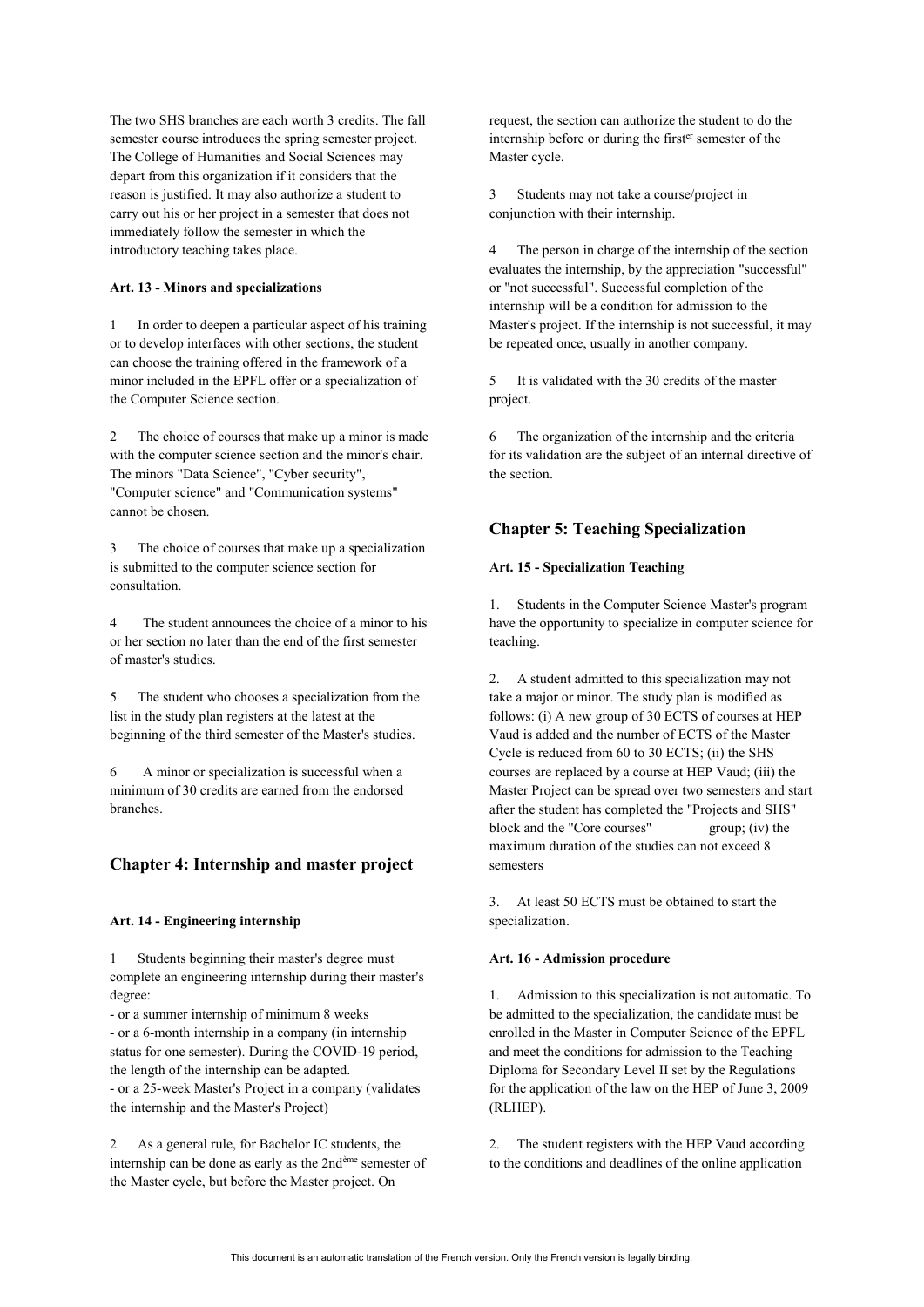The two SHS branches are each worth 3 credits. The fall semester course introduces the spring semester project. The College of Humanities and Social Sciences may depart from this organization if it considers that the reason is justified. It may also authorize a student to carry out his or her project in a semester that does not immediately follow the semester in which the introductory teaching takes place.

#### Art. 13 - Minors and specializations

1 In order to deepen a particular aspect of his training or to develop interfaces with other sections, the student can choose the training offered in the framework of a minor included in the EPFL offer or a specialization of the Computer Science section.

2 The choice of courses that make up a minor is made with the computer science section and the minor's chair. The minors "Data Science", "Cyber security", "Computer science" and "Communication systems" cannot be chosen.

3 The choice of courses that make up a specialization is submitted to the computer science section for consultation.

4 The student announces the choice of a minor to his or her section no later than the end of the first semester of master's studies.

5 The student who chooses a specialization from the list in the study plan registers at the latest at the beginning of the third semester of the Master's studies.

6 A minor or specialization is successful when a minimum of 30 credits are earned from the endorsed branches.

## Chapter 4: Internship and master project

#### Art. 14 - Engineering internship

1 Students beginning their master's degree must complete an engineering internship during their master's degree:

- or a summer internship of minimum 8 weeks
- or a 6-month internship in a company (in internship status for one semester). During the COVID-19 period, the length of the internship can be adapted.
- or a 25-week Master's Project in a company (validates the internship and the Master's Project)

2 As a general rule, for Bachelor IC students, the internship can be done as early as the 2nd[ème] semester of the Master cycle, but before the Master project. On request, the section can authorize the student to do the internship before or during the first[er] semester of the Master cycle.

3 Students may not take a course/project in conjunction with their internship.

4 The person in charge of the internship of the section evaluates the internship, by the appreciation "successful" or "not successful". Successful completion of the internship will be a condition for admission to the Master's project. If the internship is not successful, it may be repeated once, usually in another company.

5 It is validated with the 30 credits of the master project.

6 The organization of the internship and the criteria for its validation are the subject of an internal directive of the section.

## Chapter 5: Teaching Specialization

#### Art. 15 - Specialization Teaching

1. Students in the Computer Science Master's program have the opportunity to specialize in computer science for teaching.

2. A student admitted to this specialization may not take a major or minor. The study plan is modified as follows: (i) A new group of 30 ECTS of courses at HEP Vaud is added and the number of ECTS of the Master Cycle is reduced from 60 to 30 ECTS; (ii) the SHS courses are replaced by a course at HEP Vaud; (iii) the Master Project can be spread over two semesters and start after the student has completed the "Projects and SHS" block and the "Core courses" group; (iv) the maximum duration of the studies can not exceed 8 semesters

3. At least 50 ECTS must be obtained to start the specialization.

#### Art. 16 - Admission procedure

1. Admission to this specialization is not automatic. To be admitted to the specialization, the candidate must be enrolled in the Master in Computer Science of the EPFL and meet the conditions for admission to the Teaching Diploma for Secondary Level II set by the Regulations for the application of the law on the HEP of June 3, 2009 (RLHEP).

2. The student registers with the HEP Vaud according to the conditions and deadlines of the online application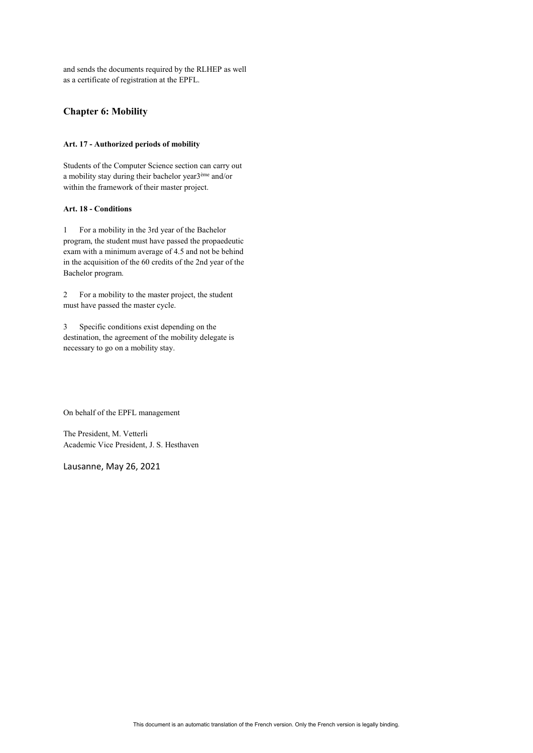and sends the documents required by the RLHEP as well as a certificate of registration at the EPFL.

## Chapter 6: Mobility

**Art. 17 - Authorized periods of mobility**

Students of the Computer Science section can carry out a mobility stay during their bachelor year3ème and/or within the framework of their master project.

**Art. 18 - Conditions**

1 For a mobility in the 3rd year of the Bachelor program, the student must have passed the propaedeutic exam with a minimum average of 4.5 and not be behind in the acquisition of the 60 credits of the 2nd year of the Bachelor program.

2 For a mobility to the master project, the student must have passed the master cycle.

3 Specific conditions exist depending on the destination, the agreement of the mobility delegate is necessary to go on a mobility stay.

On behalf of the EPFL management

The President, M. Vetterli
Academic Vice President, J. S. Hesthaven

Lausanne, May 26, 2021

This document is an automatic translation of the French version. Only the French version is legally binding.